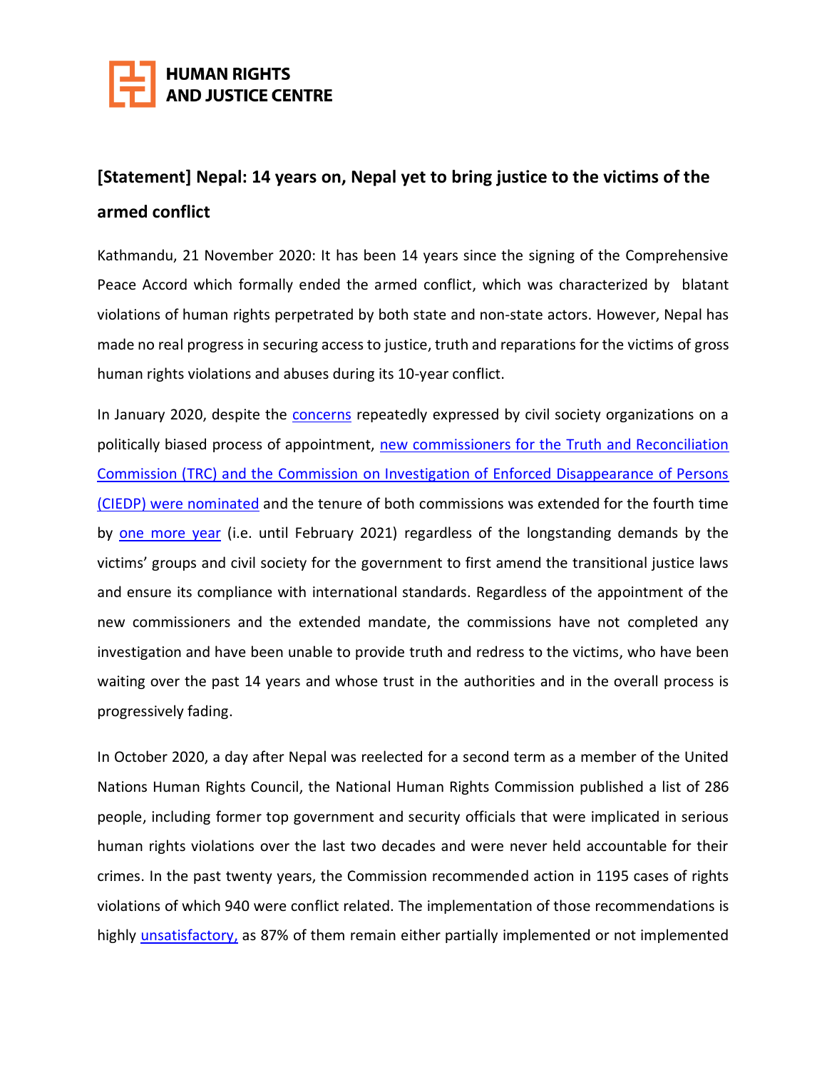HUMAN RIGHTS AND JUSTICE CENTRE

## [Statement] Nepal: 14 years on, Nepal yet to bring justice to the victims of the armed conflict

Kathmandu, 21 November 2020: It has been 14 years since the signing of the Comprehensive Peace Accord which formally ended the armed conflict, which was characterized by blatant violations of human rights perpetrated by both state and non-state actors. However, Nepal has made no real progress in securing access to justice, truth and reparations for the victims of gross human rights violations and abuses during its 10-year conflict.

In January 2020, despite the concerns repeatedly expressed by civil society organizations on a politically biased process of appointment, new commissioners for the Truth and Reconciliation Commission (TRC) and the Commission on Investigation of Enforced Disappearance of Persons (CIEDP) were nominated and the tenure of both commissions was extended for the fourth time by one more year (i.e. until February 2021) regardless of the longstanding demands by the victims' groups and civil society for the government to first amend the transitional justice laws and ensure its compliance with international standards. Regardless of the appointment of the new commissioners and the extended mandate, the commissions have not completed any investigation and have been unable to provide truth and redress to the victims, who have been waiting over the past 14 years and whose trust in the authorities and in the overall process is progressively fading.

In October 2020, a day after Nepal was reelected for a second term as a member of the United Nations Human Rights Council, the National Human Rights Commission published a list of 286 people, including former top government and security officials that were implicated in serious human rights violations over the last two decades and were never held accountable for their crimes. In the past twenty years, the Commission recommended action in 1195 cases of rights violations of which 940 were conflict related. The implementation of those recommendations is highly unsatisfactory, as 87% of them remain either partially implemented or not implemented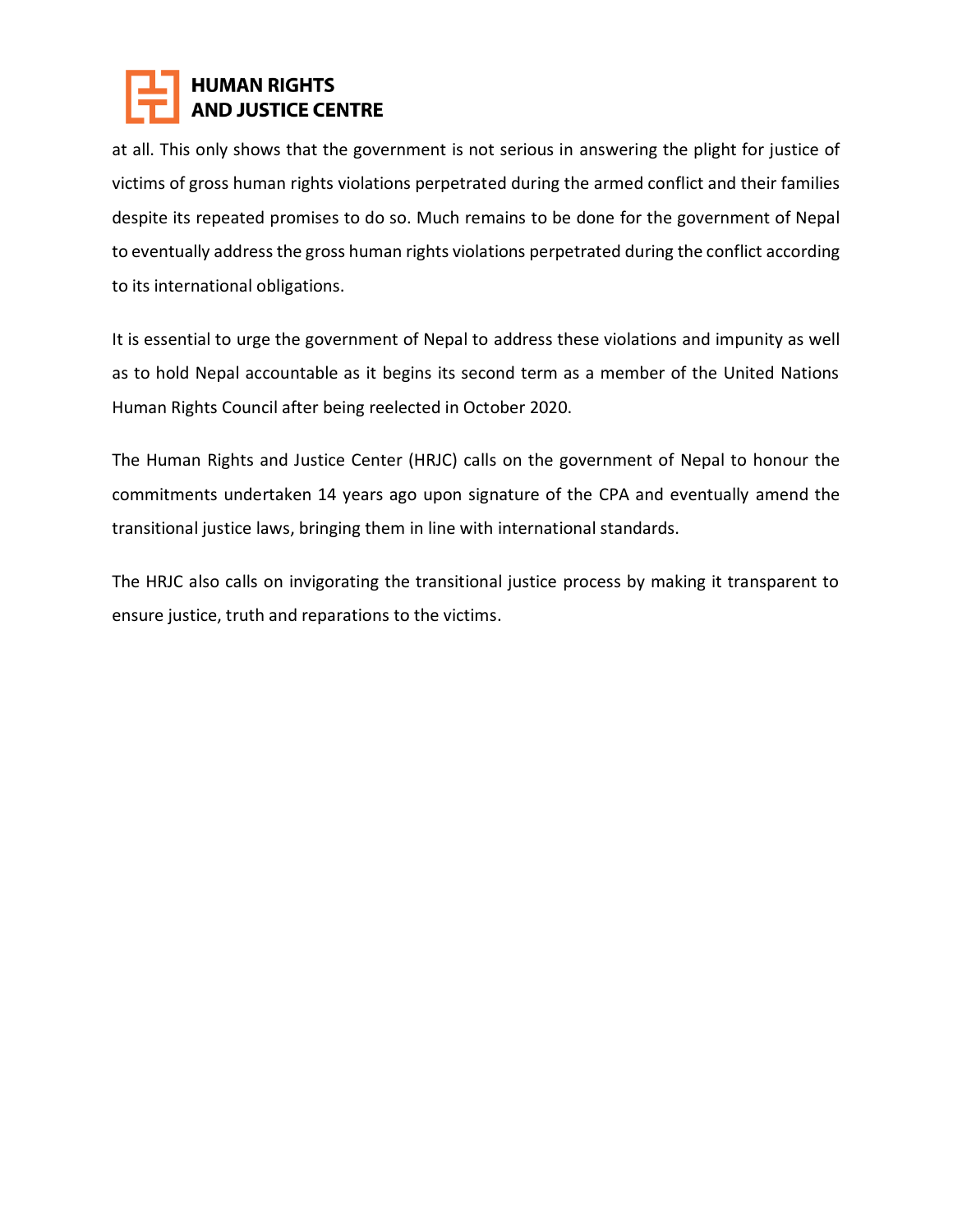at all. This only shows that the government is not serious in answering the plight for justice of victims of gross human rights violations perpetrated during the armed conflict and their families despite its repeated promises to do so. Much remains to be done for the government of Nepal to eventually address the gross human rights violations perpetrated during the conflict according to its international obligations.

It is essential to urge the government of Nepal to address these violations and impunity as well as to hold Nepal accountable as it begins its second term as a member of the United Nations Human Rights Council after being reelected in October 2020.

The Human Rights and Justice Center (HRJC) calls on the government of Nepal to honour the commitments undertaken 14 years ago upon signature of the CPA and eventually amend the transitional justice laws, bringing them in line with international standards.

The HRJC also calls on invigorating the transitional justice process by making it transparent to ensure justice, truth and reparations to the victims.